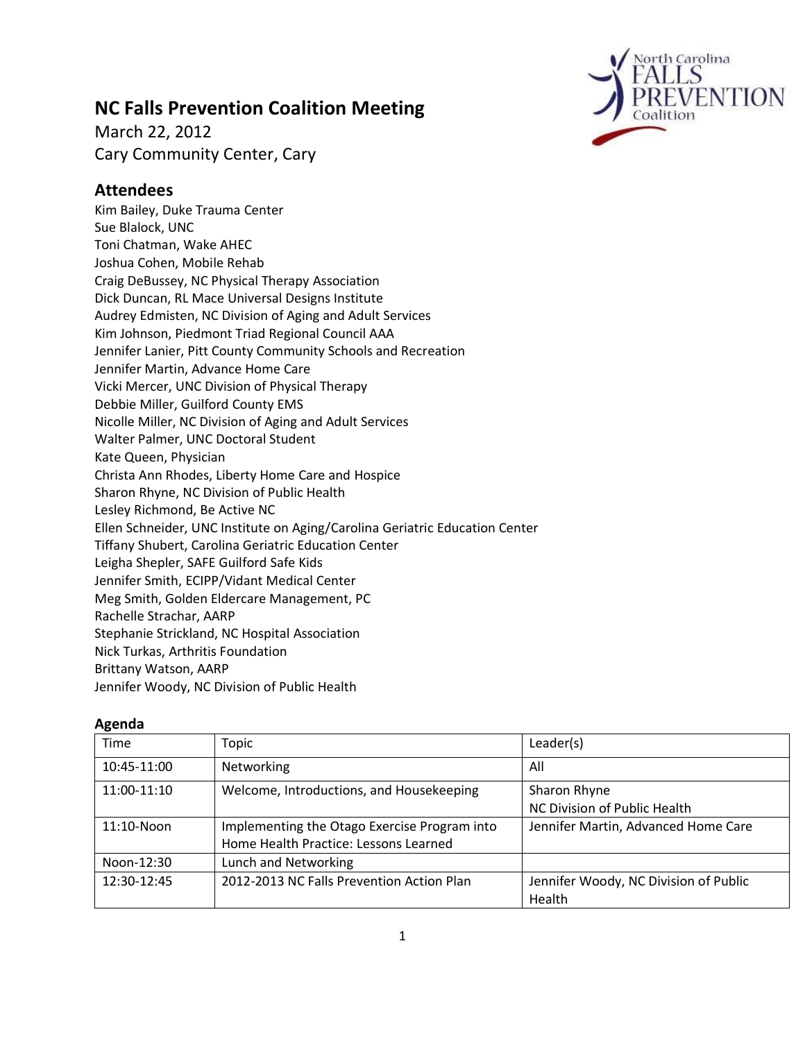# NC Falls Prevention Coalition Meeting

March 22, 2012
Cary Community Center, Cary

## Attendees

Kim Bailey, Duke Trauma Center
Sue Blalock, UNC
Toni Chatman, Wake AHEC
Joshua Cohen, Mobile Rehab
Craig DeBussey, NC Physical Therapy Association
Dick Duncan, RL Mace Universal Designs Institute
Audrey Edmisten, NC Division of Aging and Adult Services
Kim Johnson, Piedmont Triad Regional Council AAA
Jennifer Lanier, Pitt County Community Schools and Recreation
Jennifer Martin, Advance Home Care
Vicki Mercer, UNC Division of Physical Therapy
Debbie Miller, Guilford County EMS
Nicolle Miller, NC Division of Aging and Adult Services
Walter Palmer, UNC Doctoral Student
Kate Queen, Physician
Christa Ann Rhodes, Liberty Home Care and Hospice
Sharon Rhyne, NC Division of Public Health
Lesley Richmond, Be Active NC
Ellen Schneider, UNC Institute on Aging/Carolina Geriatric Education Center
Tiffany Shubert, Carolina Geriatric Education Center
Leigha Shepler, SAFE Guilford Safe Kids
Jennifer Smith, ECIPP/Vidant Medical Center
Meg Smith, Golden Eldercare Management, PC
Rachelle Strachar, AARP
Stephanie Strickland, NC Hospital Association
Nick Turkas, Arthritis Foundation
Brittany Watson, AARP
Jennifer Woody, NC Division of Public Health

### Agenda

| Time | Topic | Leader(s) |
|---|---|---|
| 10:45-11:00 | Networking | All |
| 11:00-11:10 | Welcome, Introductions, and Housekeeping | Sharon Rhyne<br>NC Division of Public Health |
| 11:10-Noon | Implementing the Otago Exercise Program into Home Health Practice: Lessons Learned | Jennifer Martin, Advanced Home Care |
| Noon-12:30 | Lunch and Networking | |
| 12:30-12:45 | 2012-2013 NC Falls Prevention Action Plan | Jennifer Woody, NC Division of Public Health |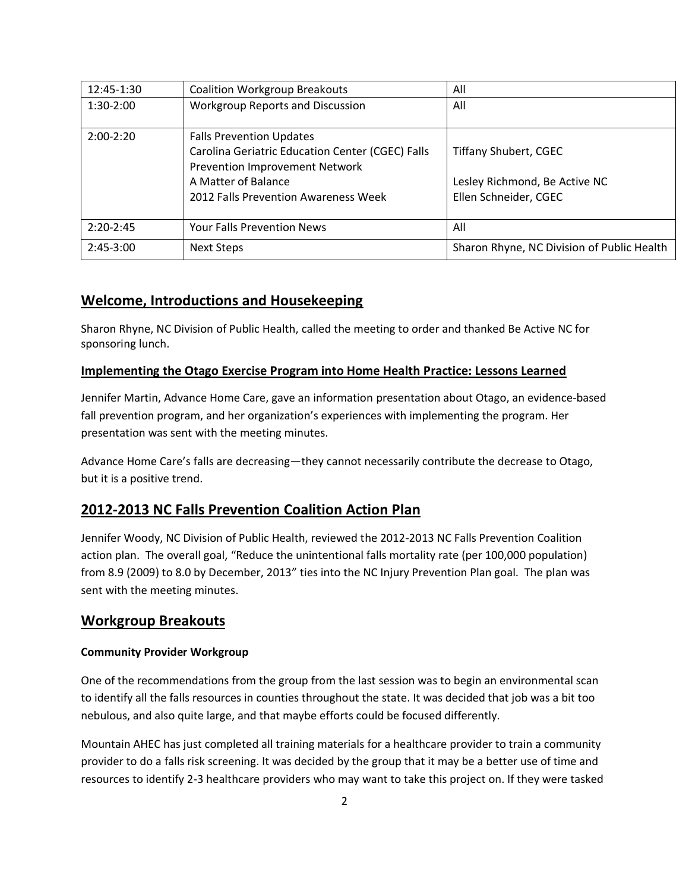| 12:45-1:30 | Coalition Workgroup Breakouts | All |
|---|---|---|
| 1:30-2:00 | Workgroup Reports and Discussion | All |
| 2:00-2:20 | Falls Prevention Updates<br>Carolina Geriatric Education Center (CGEC) Falls Prevention Improvement Network<br>A Matter of Balance<br>2012 Falls Prevention Awareness Week | Tiffany Shubert, CGEC<br><br>Lesley Richmond, Be Active NC<br>Ellen Schneider, CGEC |
| 2:20-2:45 | Your Falls Prevention News | All |
| 2:45-3:00 | Next Steps | Sharon Rhyne, NC Division of Public Health |

## Welcome, Introductions and Housekeeping

Sharon Rhyne, NC Division of Public Health, called the meeting to order and thanked Be Active NC for sponsoring lunch.

### Implementing the Otago Exercise Program into Home Health Practice: Lessons Learned

Jennifer Martin, Advance Home Care, gave an information presentation about Otago, an evidence-based fall prevention program, and her organization's experiences with implementing the program. Her presentation was sent with the meeting minutes.

Advance Home Care's falls are decreasing—they cannot necessarily contribute the decrease to Otago, but it is a positive trend.

## 2012-2013 NC Falls Prevention Coalition Action Plan

Jennifer Woody, NC Division of Public Health, reviewed the 2012-2013 NC Falls Prevention Coalition action plan. The overall goal, "Reduce the unintentional falls mortality rate (per 100,000 population) from 8.9 (2009) to 8.0 by December, 2013" ties into the NC Injury Prevention Plan goal. The plan was sent with the meeting minutes.

## Workgroup Breakouts

#### Community Provider Workgroup

One of the recommendations from the group from the last session was to begin an environmental scan to identify all the falls resources in counties throughout the state. It was decided that job was a bit too nebulous, and also quite large, and that maybe efforts could be focused differently.

Mountain AHEC has just completed all training materials for a healthcare provider to train a community provider to do a falls risk screening. It was decided by the group that it may be a better use of time and resources to identify 2-3 healthcare providers who may want to take this project on. If they were tasked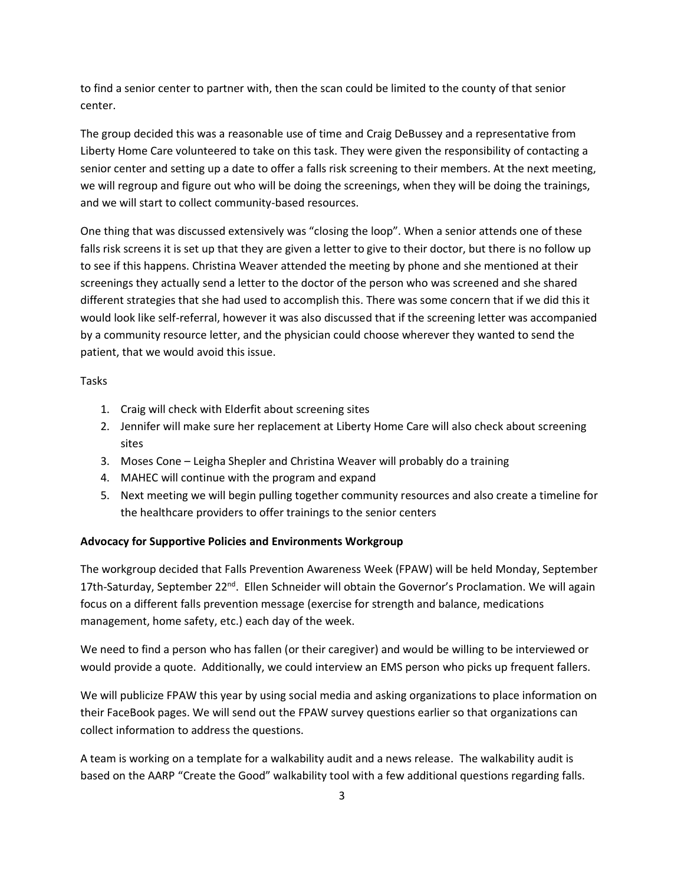to find a senior center to partner with, then the scan could be limited to the county of that senior center.

The group decided this was a reasonable use of time and Craig DeBussey and a representative from Liberty Home Care volunteered to take on this task. They were given the responsibility of contacting a senior center and setting up a date to offer a falls risk screening to their members. At the next meeting, we will regroup and figure out who will be doing the screenings, when they will be doing the trainings, and we will start to collect community-based resources.

One thing that was discussed extensively was "closing the loop". When a senior attends one of these falls risk screens it is set up that they are given a letter to give to their doctor, but there is no follow up to see if this happens. Christina Weaver attended the meeting by phone and she mentioned at their screenings they actually send a letter to the doctor of the person who was screened and she shared different strategies that she had used to accomplish this. There was some concern that if we did this it would look like self-referral, however it was also discussed that if the screening letter was accompanied by a community resource letter, and the physician could choose wherever they wanted to send the patient, that we would avoid this issue.

Tasks

1. Craig will check with Elderfit about screening sites
2. Jennifer will make sure her replacement at Liberty Home Care will also check about screening sites
3. Moses Cone – Leigha Shepler and Christina Weaver will probably do a training
4. MAHEC will continue with the program and expand
5. Next meeting we will begin pulling together community resources and also create a timeline for the healthcare providers to offer trainings to the senior centers

**Advocacy for Supportive Policies and Environments Workgroup**

The workgroup decided that Falls Prevention Awareness Week (FPAW) will be held Monday, September 17th-Saturday, September 22nd. Ellen Schneider will obtain the Governor's Proclamation. We will again focus on a different falls prevention message (exercise for strength and balance, medications management, home safety, etc.) each day of the week.

We need to find a person who has fallen (or their caregiver) and would be willing to be interviewed or would provide a quote. Additionally, we could interview an EMS person who picks up frequent fallers.

We will publicize FPAW this year by using social media and asking organizations to place information on their FaceBook pages. We will send out the FPAW survey questions earlier so that organizations can collect information to address the questions.

A team is working on a template for a walkability audit and a news release. The walkability audit is based on the AARP "Create the Good" walkability tool with a few additional questions regarding falls.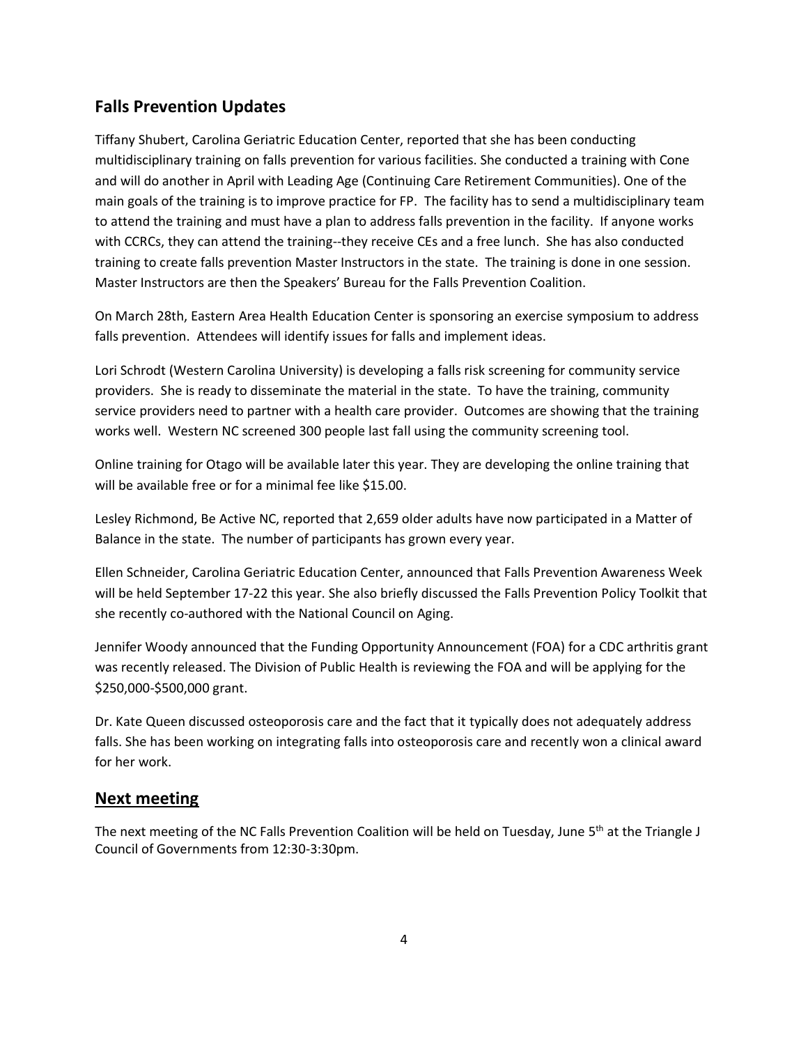## Falls Prevention Updates

Tiffany Shubert, Carolina Geriatric Education Center, reported that she has been conducting multidisciplinary training on falls prevention for various facilities. She conducted a training with Cone and will do another in April with Leading Age (Continuing Care Retirement Communities). One of the main goals of the training is to improve practice for FP. The facility has to send a multidisciplinary team to attend the training and must have a plan to address falls prevention in the facility. If anyone works with CCRCs, they can attend the training--they receive CEs and a free lunch. She has also conducted training to create falls prevention Master Instructors in the state. The training is done in one session. Master Instructors are then the Speakers' Bureau for the Falls Prevention Coalition.

On March 28th, Eastern Area Health Education Center is sponsoring an exercise symposium to address falls prevention. Attendees will identify issues for falls and implement ideas.

Lori Schrodt (Western Carolina University) is developing a falls risk screening for community service providers. She is ready to disseminate the material in the state. To have the training, community service providers need to partner with a health care provider. Outcomes are showing that the training works well. Western NC screened 300 people last fall using the community screening tool.

Online training for Otago will be available later this year. They are developing the online training that will be available free or for a minimal fee like $15.00.

Lesley Richmond, Be Active NC, reported that 2,659 older adults have now participated in a Matter of Balance in the state. The number of participants has grown every year.

Ellen Schneider, Carolina Geriatric Education Center, announced that Falls Prevention Awareness Week will be held September 17-22 this year. She also briefly discussed the Falls Prevention Policy Toolkit that she recently co-authored with the National Council on Aging.

Jennifer Woody announced that the Funding Opportunity Announcement (FOA) for a CDC arthritis grant was recently released. The Division of Public Health is reviewing the FOA and will be applying for the $250,000-$500,000 grant.

Dr. Kate Queen discussed osteoporosis care and the fact that it typically does not adequately address falls. She has been working on integrating falls into osteoporosis care and recently won a clinical award for her work.

## Next meeting

The next meeting of the NC Falls Prevention Coalition will be held on Tuesday, June 5th at the Triangle J Council of Governments from 12:30-3:30pm.